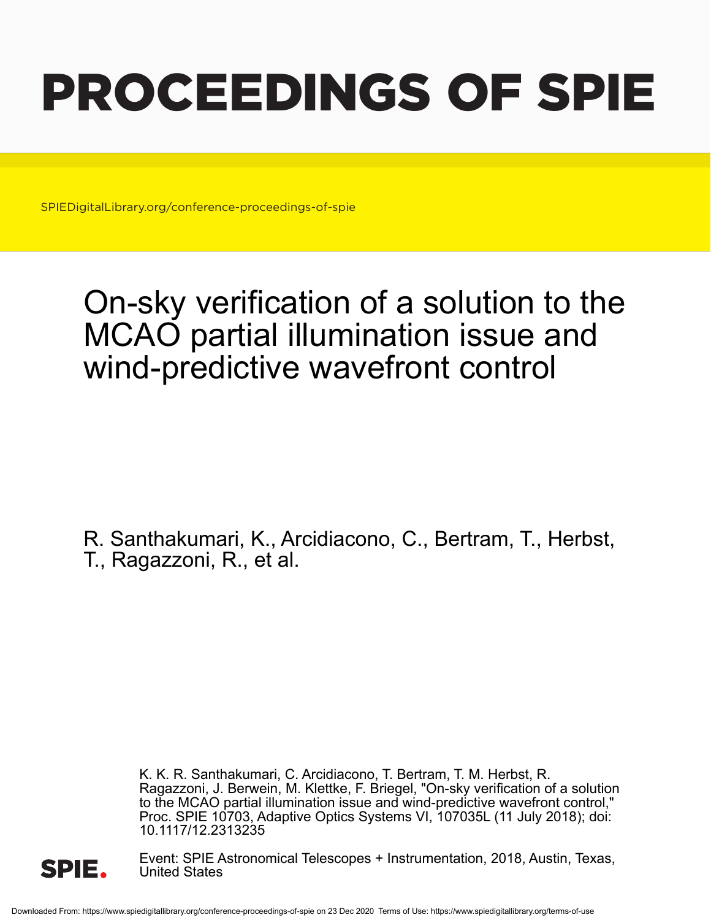# PROCEEDINGS OF SPIE

SPIEDigitalLibrary.org/conference-proceedings-of-spie

## On-sky verification of a solution to the MCAO partial illumination issue and wind-predictive wavefront control

R. Santhakumari, K., Arcidiacono, C., Bertram, T., Herbst, T., Ragazzoni, R., et al.

K. K. R. Santhakumari, C. Arcidiacono, T. Bertram, T. M. Herbst, R. Ragazzoni, J. Berwein, M. Klettke, F. Briegel, "On-sky verification of a solution to the MCAO partial illumination issue and wind-predictive wavefront control," Proc. SPIE 10703, Adaptive Optics Systems VI, 107035L (11 July 2018); doi: 10.1117/12.2313235

SPIE.

Event: SPIE Astronomical Telescopes + Instrumentation, 2018, Austin, Texas, United States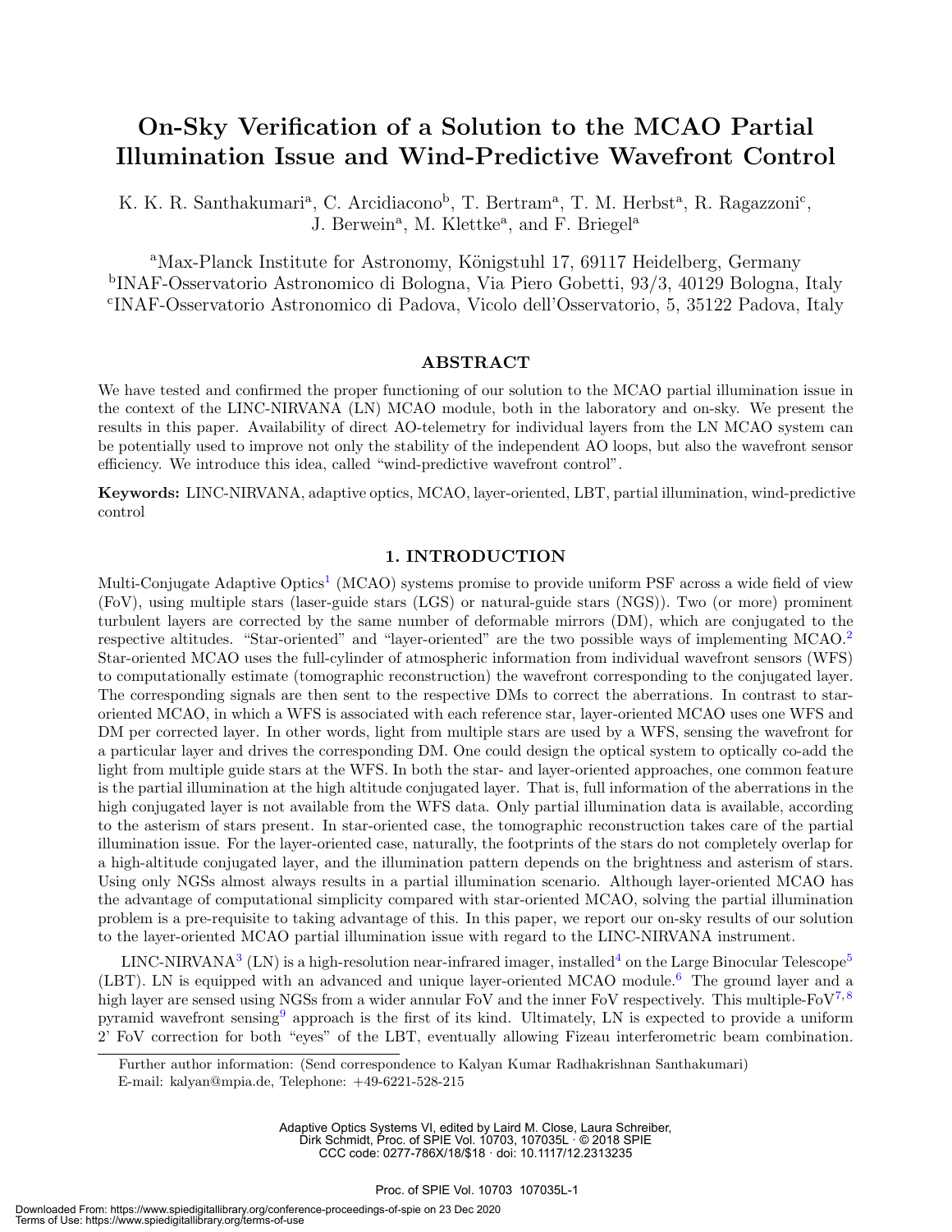# On-Sky Verification of a Solution to the MCAO Partial Illumination Issue and Wind-Predictive Wavefront Control

K. K. R. Santhakumari[a], C. Arcidiacono[b], T. Bertram[a], T. M. Herbst[a], R. Ragazzoni[c], J. Berwein[a], M. Klettke[a], and F. Briegel[a]

[a]Max-Planck Institute for Astronomy, Königstuhl 17, 69117 Heidelberg, Germany
[b]INAF-Osservatorio Astronomico di Bologna, Via Piero Gobetti, 93/3, 40129 Bologna, Italy
[c]INAF-Osservatorio Astronomico di Padova, Vicolo dell'Osservatorio, 5, 35122 Padova, Italy

## ABSTRACT

We have tested and confirmed the proper functioning of our solution to the MCAO partial illumination issue in the context of the LINC-NIRVANA (LN) MCAO module, both in the laboratory and on-sky. We present the results in this paper. Availability of direct AO-telemetry for individual layers from the LN MCAO system can be potentially used to improve not only the stability of the independent AO loops, but also the wavefront sensor efficiency. We introduce this idea, called "wind-predictive wavefront control".

**Keywords:** LINC-NIRVANA, adaptive optics, MCAO, layer-oriented, LBT, partial illumination, wind-predictive control

## 1. INTRODUCTION

Multi-Conjugate Adaptive Optics[1] (MCAO) systems promise to provide uniform PSF across a wide field of view (FoV), using multiple stars (laser-guide stars (LGS) or natural-guide stars (NGS)). Two (or more) prominent turbulent layers are corrected by the same number of deformable mirrors (DM), which are conjugated to the respective altitudes. "Star-oriented" and "layer-oriented" are the two possible ways of implementing MCAO.[2] Star-oriented MCAO uses the full-cylinder of atmospheric information from individual wavefront sensors (WFS) to computationally estimate (tomographic reconstruction) the wavefront corresponding to the conjugated layer. The corresponding signals are then sent to the respective DMs to correct the aberrations. In contrast to star-oriented MCAO, in which a WFS is associated with each reference star, layer-oriented MCAO uses one WFS and DM per corrected layer. In other words, light from multiple stars are used by a WFS, sensing the wavefront for a particular layer and drives the corresponding DM. One could design the optical system to optically co-add the light from multiple guide stars at the WFS. In both the star- and layer-oriented approaches, one common feature is the partial illumination at the high altitude conjugated layer. That is, full information of the aberrations in the high conjugated layer is not available from the WFS data. Only partial illumination data is available, according to the asterism of stars present. In star-oriented case, the tomographic reconstruction takes care of the partial illumination issue. For the layer-oriented case, naturally, the footprints of the stars do not completely overlap for a high-altitude conjugated layer, and the illumination pattern depends on the brightness and asterism of stars. Using only NGSs almost always results in a partial illumination scenario. Although layer-oriented MCAO has the advantage of computational simplicity compared with star-oriented MCAO, solving the partial illumination problem is a pre-requisite to taking advantage of this. In this paper, we report our on-sky results of our solution to the layer-oriented MCAO partial illumination issue with regard to the LINC-NIRVANA instrument.

LINC-NIRVANA[3] (LN) is a high-resolution near-infrared imager, installed[4] on the Large Binocular Telescope[5] (LBT). LN is equipped with an advanced and unique layer-oriented MCAO module.[6] The ground layer and a high layer are sensed using NGSs from a wider annular FoV and the inner FoV respectively. This multiple-FoV[7,8] pyramid wavefront sensing[9] approach is the first of its kind. Ultimately, LN is expected to provide a uniform 2' FoV correction for both "eyes" of the LBT, eventually allowing Fizeau interferometric beam combination.

Further author information: (Send correspondence to Kalyan Kumar Radhakrishnan Santhakumari)
E-mail: kalyan@mpia.de, Telephone: +49-6221-528-215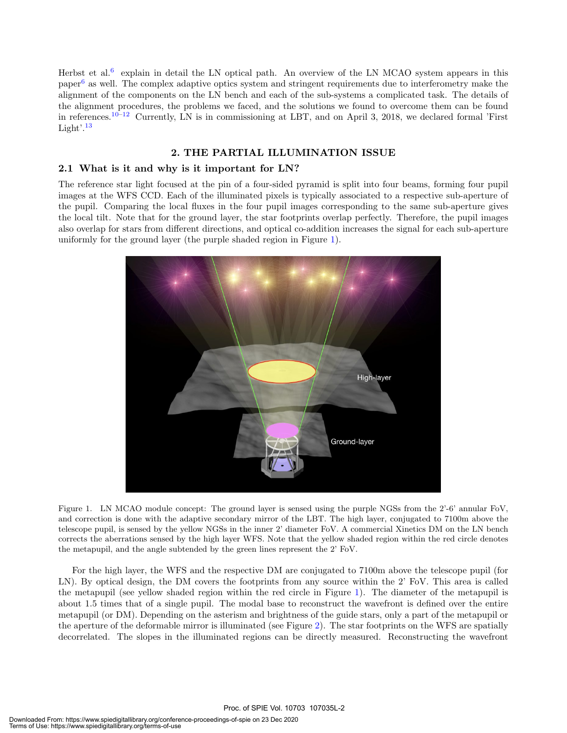Herbst et al.[6] explain in detail the LN optical path. An overview of the LN MCAO system appears in this paper[6] as well. The complex adaptive optics system and stringent requirements due to interferometry make the alignment of the components on the LN bench and each of the sub-systems a complicated task. The details of the alignment procedures, the problems we faced, and the solutions we found to overcome them can be found in references.[10–12] Currently, LN is in commissioning at LBT, and on April 3, 2018, we declared formal 'First Light'.[13]

## 2. THE PARTIAL ILLUMINATION ISSUE

### 2.1 What is it and why is it important for LN?

The reference star light focused at the pin of a four-sided pyramid is split into four beams, forming four pupil images at the WFS CCD. Each of the illuminated pixels is typically associated to a respective sub-aperture of the pupil. Comparing the local fluxes in the four pupil images corresponding to the same sub-aperture gives the local tilt. Note that for the ground layer, the star footprints overlap perfectly. Therefore, the pupil images also overlap for stars from different directions, and optical co-addition increases the signal for each sub-aperture uniformly for the ground layer (the purple shaded region in Figure 1).

Figure 1. LN MCAO module concept: The ground layer is sensed using the purple NGSs from the 2'-6' annular FoV, and correction is done with the adaptive secondary mirror of the LBT. The high layer, conjugated to 7100m above the telescope pupil, is sensed by the yellow NGSs in the inner 2' diameter FoV. A commercial Xinetics DM on the LN bench corrects the aberrations sensed by the high layer WFS. Note that the yellow shaded region within the red circle denotes the metapupil, and the angle subtended by the green lines represent the 2' FoV.

For the high layer, the WFS and the respective DM are conjugated to 7100m above the telescope pupil (for LN). By optical design, the DM covers the footprints from any source within the 2' FoV. This area is called the metapupil (see yellow shaded region within the red circle in Figure 1). The diameter of the metapupil is about 1.5 times that of a single pupil. The modal base to reconstruct the wavefront is defined over the entire metapupil (or DM). Depending on the asterism and brightness of the guide stars, only a part of the metapupil or the aperture of the deformable mirror is illuminated (see Figure 2). The star footprints on the WFS are spatially decorrelated. The slopes in the illuminated regions can be directly measured. Reconstructing the wavefront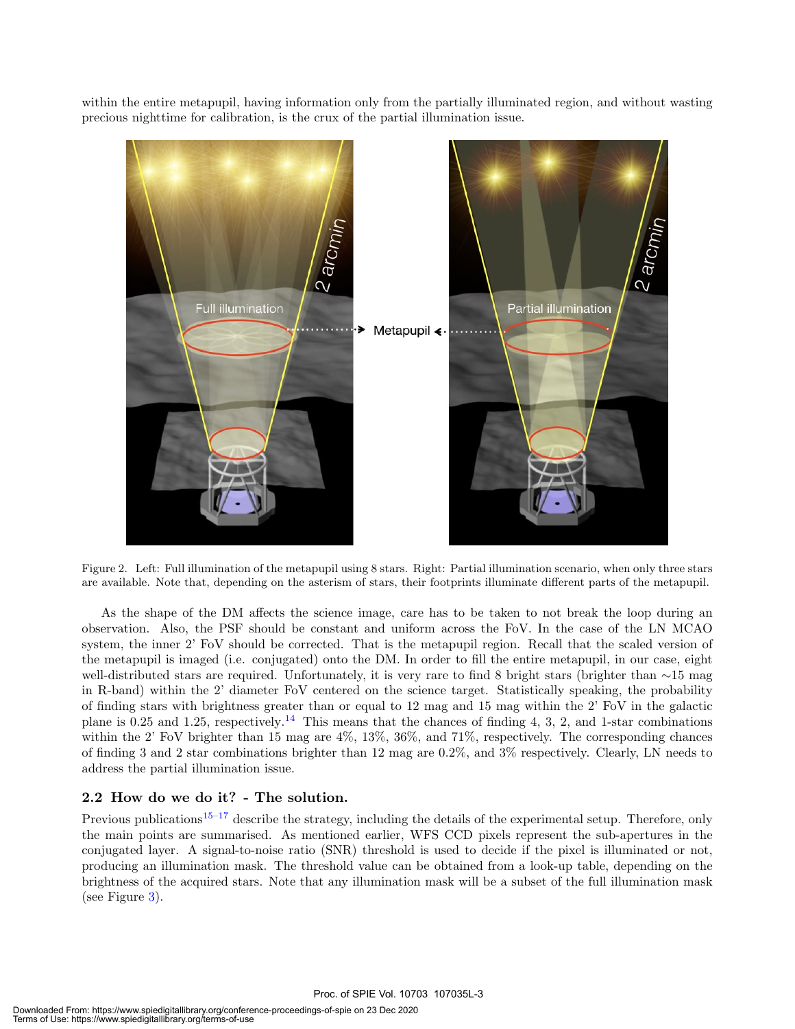within the entire metapupil, having information only from the partially illuminated region, and without wasting precious nighttime for calibration, is the crux of the partial illumination issue.

Figure 2. Left: Full illumination of the metapupil using 8 stars. Right: Partial illumination scenario, when only three stars are available. Note that, depending on the asterism of stars, their footprints illuminate different parts of the metapupil.

As the shape of the DM affects the science image, care has to be taken to not break the loop during an observation. Also, the PSF should be constant and uniform across the FoV. In the case of the LN MCAO system, the inner 2' FoV should be corrected. That is the metapupil region. Recall that the scaled version of the metapupil is imaged (i.e. conjugated) onto the DM. In order to fill the entire metapupil, in our case, eight well-distributed stars are required. Unfortunately, it is very rare to find 8 bright stars (brighter than ∼15 mag in R-band) within the 2' diameter FoV centered on the science target. Statistically speaking, the probability of finding stars with brightness greater than or equal to 12 mag and 15 mag within the 2' FoV in the galactic plane is 0.25 and 1.25, respectively.[14] This means that the chances of finding 4, 3, 2, and 1-star combinations within the 2' FoV brighter than 15 mag are 4%, 13%, 36%, and 71%, respectively. The corresponding chances of finding 3 and 2 star combinations brighter than 12 mag are 0.2%, and 3% respectively. Clearly, LN needs to address the partial illumination issue.

### 2.2 How do we do it? - The solution.

Previous publications[15–17] describe the strategy, including the details of the experimental setup. Therefore, only the main points are summarised. As mentioned earlier, WFS CCD pixels represent the sub-apertures in the conjugated layer. A signal-to-noise ratio (SNR) threshold is used to decide if the pixel is illuminated or not, producing an illumination mask. The threshold value can be obtained from a look-up table, depending on the brightness of the acquired stars. Note that any illumination mask will be a subset of the full illumination mask (see Figure 3).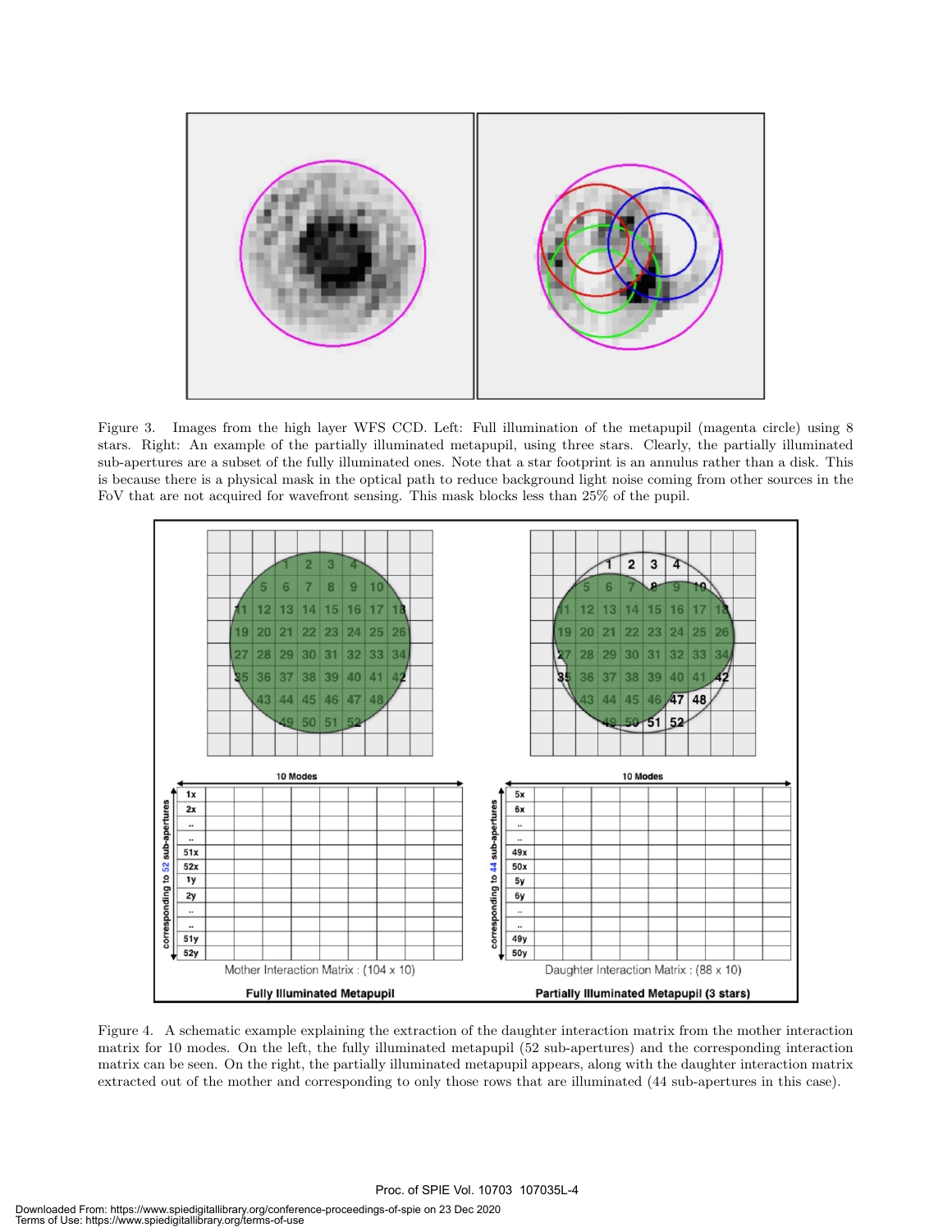Figure 3. Images from the high layer WFS CCD. Left: Full illumination of the metapupil (magenta circle) using 8 stars. Right: An example of the partially illuminated metapupil, using three stars. Clearly, the partially illuminated sub-apertures are a subset of the fully illuminated ones. Note that a star footprint is an annulus rather than a disk. This is because there is a physical mask in the optical path to reduce background light noise coming from other sources in the FoV that are not acquired for wavefront sensing. This mask blocks less than 25% of the pupil.

Figure 4. A schematic example explaining the extraction of the daughter interaction matrix from the mother interaction matrix for 10 modes. On the left, the fully illuminated metapupil (52 sub-apertures) and the corresponding interaction matrix can be seen. On the right, the partially illuminated metapupil appears, along with the daughter interaction matrix extracted out of the mother and corresponding to only those rows that are illuminated (44 sub-apertures in this case).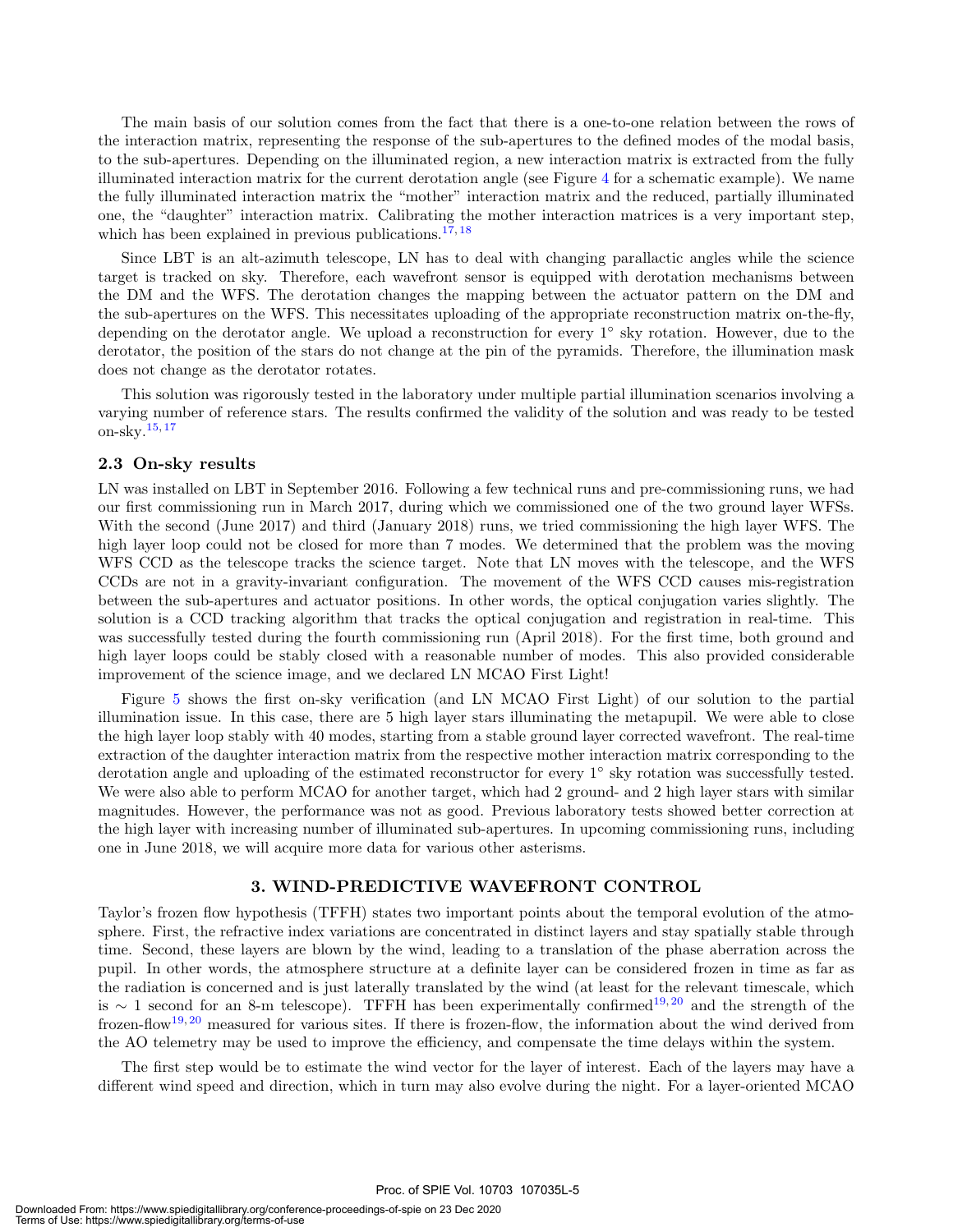The main basis of our solution comes from the fact that there is a one-to-one relation between the rows of the interaction matrix, representing the response of the sub-apertures to the defined modes of the modal basis, to the sub-apertures. Depending on the illuminated region, a new interaction matrix is extracted from the fully illuminated interaction matrix for the current derotation angle (see Figure 4 for a schematic example). We name the fully illuminated interaction matrix the "mother" interaction matrix and the reduced, partially illuminated one, the "daughter" interaction matrix. Calibrating the mother interaction matrices is a very important step, which has been explained in previous publications.[17,18]

Since LBT is an alt-azimuth telescope, LN has to deal with changing parallactic angles while the science target is tracked on sky. Therefore, each wavefront sensor is equipped with derotation mechanisms between the DM and the WFS. The derotation changes the mapping between the actuator pattern on the DM and the sub-apertures on the WFS. This necessitates uploading of the appropriate reconstruction matrix on-the-fly, depending on the derotator angle. We upload a reconstruction for every 1° sky rotation. However, due to the derotator, the position of the stars do not change at the pin of the pyramids. Therefore, the illumination mask does not change as the derotator rotates.

This solution was rigorously tested in the laboratory under multiple partial illumination scenarios involving a varying number of reference stars. The results confirmed the validity of the solution and was ready to be tested on-sky.[15,17]

### 2.3 On-sky results

LN was installed on LBT in September 2016. Following a few technical runs and pre-commissioning runs, we had our first commissioning run in March 2017, during which we commissioned one of the two ground layer WFSs. With the second (June 2017) and third (January 2018) runs, we tried commissioning the high layer WFS. The high layer loop could not be closed for more than 7 modes. We determined that the problem was the moving WFS CCD as the telescope tracks the science target. Note that LN moves with the telescope, and the WFS CCDs are not in a gravity-invariant configuration. The movement of the WFS CCD causes mis-registration between the sub-apertures and actuator positions. In other words, the optical conjugation varies slightly. The solution is a CCD tracking algorithm that tracks the optical conjugation and registration in real-time. This was successfully tested during the fourth commissioning run (April 2018). For the first time, both ground and high layer loops could be stably closed with a reasonable number of modes. This also provided considerable improvement of the science image, and we declared LN MCAO First Light!

Figure 5 shows the first on-sky verification (and LN MCAO First Light) of our solution to the partial illumination issue. In this case, there are 5 high layer stars illuminating the metapupil. We were able to close the high layer loop stably with 40 modes, starting from a stable ground layer corrected wavefront. The real-time extraction of the daughter interaction matrix from the respective mother interaction matrix corresponding to the derotation angle and uploading of the estimated reconstructor for every 1° sky rotation was successfully tested. We were also able to perform MCAO for another target, which had 2 ground- and 2 high layer stars with similar magnitudes. However, the performance was not as good. Previous laboratory tests showed better correction at the high layer with increasing number of illuminated sub-apertures. In upcoming commissioning runs, including one in June 2018, we will acquire more data for various other asterisms.

## 3. WIND-PREDICTIVE WAVEFRONT CONTROL

Taylor's frozen flow hypothesis (TFFH) states two important points about the temporal evolution of the atmosphere. First, the refractive index variations are concentrated in distinct layers and stay spatially stable through time. Second, these layers are blown by the wind, leading to a translation of the phase aberration across the pupil. In other words, the atmosphere structure at a definite layer can be considered frozen in time as far as the radiation is concerned and is just laterally translated by the wind (at least for the relevant timescale, which is $\sim$ 1 second for an 8-m telescope). TFFH has been experimentally confirmed[19,20] and the strength of the frozen-flow[19,20] measured for various sites. If there is frozen-flow, the information about the wind derived from the AO telemetry may be used to improve the efficiency, and compensate the time delays within the system.

The first step would be to estimate the wind vector for the layer of interest. Each of the layers may have a different wind speed and direction, which in turn may also evolve during the night. For a layer-oriented MCAO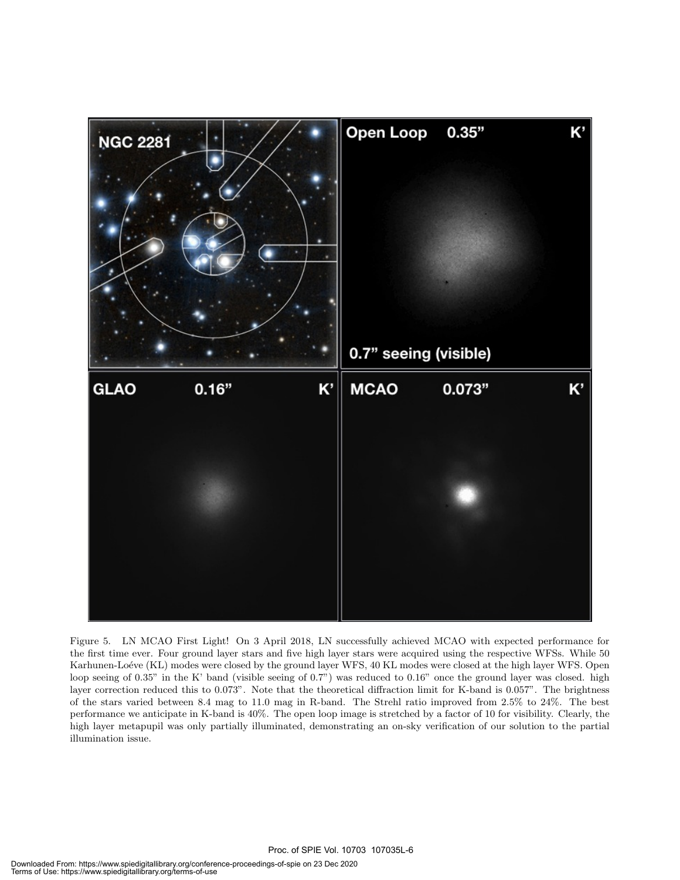Figure 5. LN MCAO First Light! On 3 April 2018, LN successfully achieved MCAO with expected performance for the first time ever. Four ground layer stars and five high layer stars were acquired using the respective WFSs. While 50 Karhunen-Loéve (KL) modes were closed by the ground layer WFS, 40 KL modes were closed at the high layer WFS. Open loop seeing of 0.35" in the K' band (visible seeing of 0.7") was reduced to 0.16" once the ground layer was closed. high layer correction reduced this to 0.073". Note that the theoretical diffraction limit for K-band is 0.057". The brightness of the stars varied between 8.4 mag to 11.0 mag in R-band. The Strehl ratio improved from 2.5% to 24%. The best performance we anticipate in K-band is 40%. The open loop image is stretched by a factor of 10 for visibility. Clearly, the high layer metapupil was only partially illuminated, demonstrating an on-sky verification of our solution to the partial illumination issue.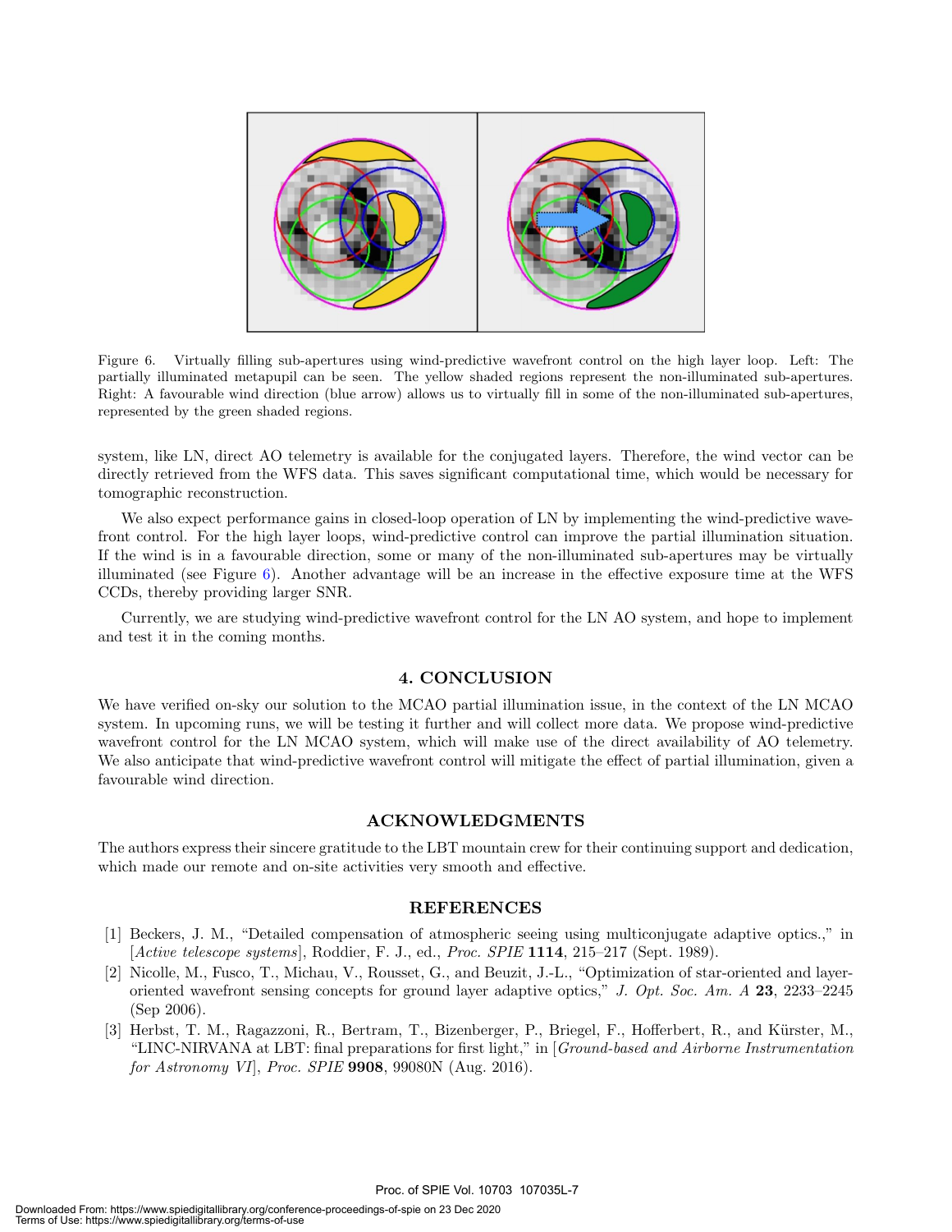Figure 6. Virtually filling sub-apertures using wind-predictive wavefront control on the high layer loop. Left: The partially illuminated metapupil can be seen. The yellow shaded regions represent the non-illuminated sub-apertures. Right: A favourable wind direction (blue arrow) allows us to virtually fill in some of the non-illuminated sub-apertures, represented by the green shaded regions.

system, like LN, direct AO telemetry is available for the conjugated layers. Therefore, the wind vector can be directly retrieved from the WFS data. This saves significant computational time, which would be necessary for tomographic reconstruction.

We also expect performance gains in closed-loop operation of LN by implementing the wind-predictive wavefront control. For the high layer loops, wind-predictive control can improve the partial illumination situation. If the wind is in a favourable direction, some or many of the non-illuminated sub-apertures may be virtually illuminated (see Figure 6). Another advantage will be an increase in the effective exposure time at the WFS CCDs, thereby providing larger SNR.

Currently, we are studying wind-predictive wavefront control for the LN AO system, and hope to implement and test it in the coming months.

## 4. CONCLUSION

We have verified on-sky our solution to the MCAO partial illumination issue, in the context of the LN MCAO system. In upcoming runs, we will be testing it further and will collect more data. We propose wind-predictive wavefront control for the LN MCAO system, which will make use of the direct availability of AO telemetry. We also anticipate that wind-predictive wavefront control will mitigate the effect of partial illumination, given a favourable wind direction.

## ACKNOWLEDGMENTS

The authors express their sincere gratitude to the LBT mountain crew for their continuing support and dedication, which made our remote and on-site activities very smooth and effective.

## REFERENCES

[1] Beckers, J. M., "Detailed compensation of atmospheric seeing using multiconjugate adaptive optics.," in [*Active telescope systems*], Roddier, F. J., ed., *Proc. SPIE* **1114**, 215–217 (Sept. 1989).

[2] Nicolle, M., Fusco, T., Michau, V., Rousset, G., and Beuzit, J.-L., "Optimization of star-oriented and layer-oriented wavefront sensing concepts for ground layer adaptive optics," *J. Opt. Soc. Am. A* **23**, 2233–2245 (Sep 2006).

[3] Herbst, T. M., Ragazzoni, R., Bertram, T., Bizenberger, P., Briegel, F., Hofferbert, R., and Kürster, M., "LINC-NIRVANA at LBT: final preparations for first light," in [*Ground-based and Airborne Instrumentation for Astronomy VI*], *Proc. SPIE* **9908**, 99080N (Aug. 2016).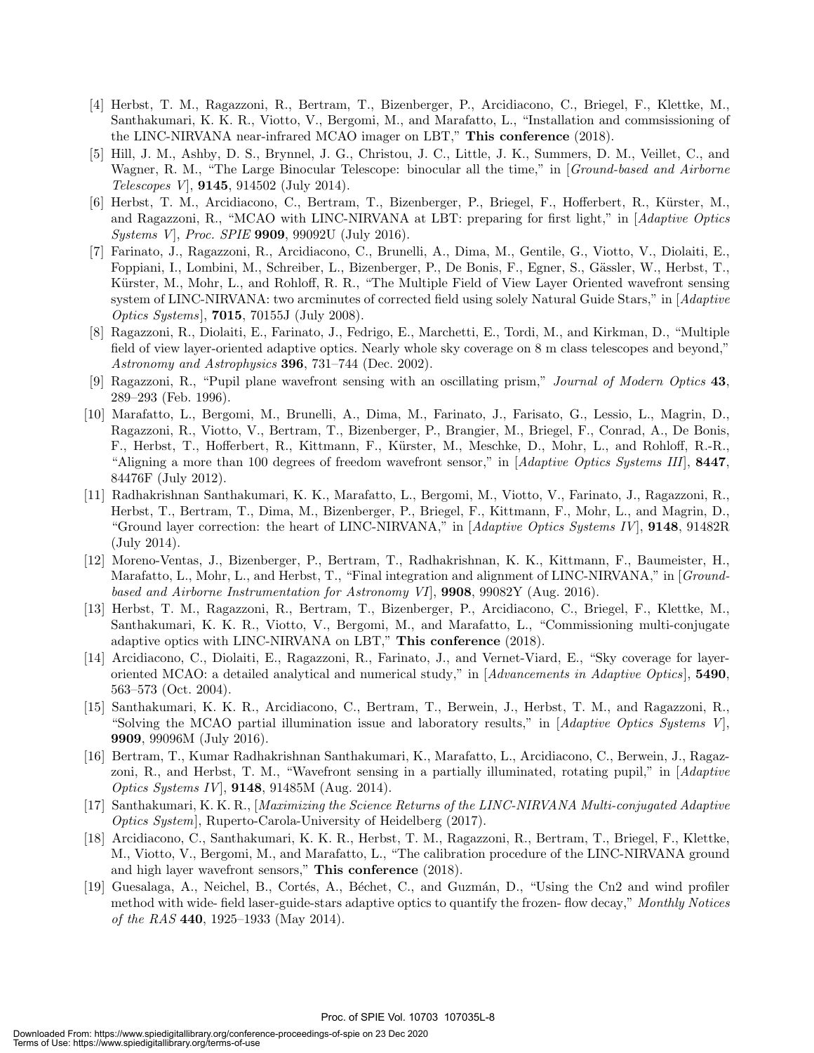[4] Herbst, T. M., Ragazzoni, R., Bertram, T., Bizenberger, P., Arcidiacono, C., Briegel, F., Klettke, M., Santhakumari, K. K. R., Viotto, V., Bergomi, M., and Marafatto, L., "Installation and commsissioning of the LINC-NIRVANA near-infrared MCAO imager on LBT," **This conference** (2018).

[5] Hill, J. M., Ashby, D. S., Brynnel, J. G., Christou, J. C., Little, J. K., Summers, D. M., Veillet, C., and Wagner, R. M., "The Large Binocular Telescope: binocular all the time," in [*Ground-based and Airborne Telescopes V*], **9145**, 914502 (July 2014).

[6] Herbst, T. M., Arcidiacono, C., Bertram, T., Bizenberger, P., Briegel, F., Hofferbert, R., Kürster, M., and Ragazzoni, R., "MCAO with LINC-NIRVANA at LBT: preparing for first light," in [*Adaptive Optics Systems V*], *Proc. SPIE* **9909**, 99092U (July 2016).

[7] Farinato, J., Ragazzoni, R., Arcidiacono, C., Brunelli, A., Dima, M., Gentile, G., Viotto, V., Diolaiti, E., Foppiani, I., Lombini, M., Schreiber, L., Bizenberger, P., De Bonis, F., Egner, S., Gässler, W., Herbst, T., Kürster, M., Mohr, L., and Rohloff, R. R., "The Multiple Field of View Layer Oriented wavefront sensing system of LINC-NIRVANA: two arcminutes of corrected field using solely Natural Guide Stars," in [*Adaptive Optics Systems*], **7015**, 70155J (July 2008).

[8] Ragazzoni, R., Diolaiti, E., Farinato, J., Fedrigo, E., Marchetti, E., Tordi, M., and Kirkman, D., "Multiple field of view layer-oriented adaptive optics. Nearly whole sky coverage on 8 m class telescopes and beyond," *Astronomy and Astrophysics* **396**, 731–744 (Dec. 2002).

[9] Ragazzoni, R., "Pupil plane wavefront sensing with an oscillating prism," *Journal of Modern Optics* **43**, 289–293 (Feb. 1996).

[10] Marafatto, L., Bergomi, M., Brunelli, A., Dima, M., Farinato, J., Farisato, G., Lessio, L., Magrin, D., Ragazzoni, R., Viotto, V., Bertram, T., Bizenberger, P., Brangier, M., Briegel, F., Conrad, A., De Bonis, F., Herbst, T., Hofferbert, R., Kittmann, F., Kürster, M., Meschke, D., Mohr, L., and Rohloff, R.-R., "Aligning a more than 100 degrees of freedom wavefront sensor," in [*Adaptive Optics Systems III*], **8447**, 84476F (July 2012).

[11] Radhakrishnan Santhakumari, K. K., Marafatto, L., Bergomi, M., Viotto, V., Farinato, J., Ragazzoni, R., Herbst, T., Bertram, T., Dima, M., Bizenberger, P., Briegel, F., Kittmann, F., Mohr, L., and Magrin, D., "Ground layer correction: the heart of LINC-NIRVANA," in [*Adaptive Optics Systems IV*], **9148**, 91482R (July 2014).

[12] Moreno-Ventas, J., Bizenberger, P., Bertram, T., Radhakrishnan, K. K., Kittmann, F., Baumeister, H., Marafatto, L., Mohr, L., and Herbst, T., "Final integration and alignment of LINC-NIRVANA," in [*Ground-based and Airborne Instrumentation for Astronomy VI*], **9908**, 99082Y (Aug. 2016).

[13] Herbst, T. M., Ragazzoni, R., Bertram, T., Bizenberger, P., Arcidiacono, C., Briegel, F., Klettke, M., Santhakumari, K. K. R., Viotto, V., Bergomi, M., and Marafatto, L., "Commissioning multi-conjugate adaptive optics with LINC-NIRVANA on LBT," **This conference** (2018).

[14] Arcidiacono, C., Diolaiti, E., Ragazzoni, R., Farinato, J., and Vernet-Viard, E., "Sky coverage for layer-oriented MCAO: a detailed analytical and numerical study," in [*Advancements in Adaptive Optics*], **5490**, 563–573 (Oct. 2004).

[15] Santhakumari, K. K. R., Arcidiacono, C., Bertram, T., Berwein, J., Herbst, T. M., and Ragazzoni, R., "Solving the MCAO partial illumination issue and laboratory results," in [*Adaptive Optics Systems V*], **9909**, 99096M (July 2016).

[16] Bertram, T., Kumar Radhakrishnan Santhakumari, K., Marafatto, L., Arcidiacono, C., Berwein, J., Ragazzoni, R., and Herbst, T. M., "Wavefront sensing in a partially illuminated, rotating pupil," in [*Adaptive Optics Systems IV*], **9148**, 91485M (Aug. 2014).

[17] Santhakumari, K. K. R., [*Maximizing the Science Returns of the LINC-NIRVANA Multi-conjugated Adaptive Optics System*], Ruperto-Carola-University of Heidelberg (2017).

[18] Arcidiacono, C., Santhakumari, K. K. R., Herbst, T. M., Ragazzoni, R., Bertram, T., Briegel, F., Klettke, M., Viotto, V., Bergomi, M., and Marafatto, L., "The calibration procedure of the LINC-NIRVANA ground and high layer wavefront sensors," **This conference** (2018).

[19] Guesalaga, A., Neichel, B., Cortés, A., Béchet, C., and Guzmán, D., "Using the Cn2 and wind profiler method with wide- field laser-guide-stars adaptive optics to quantify the frozen- flow decay," *Monthly Notices of the RAS* **440**, 1925–1933 (May 2014).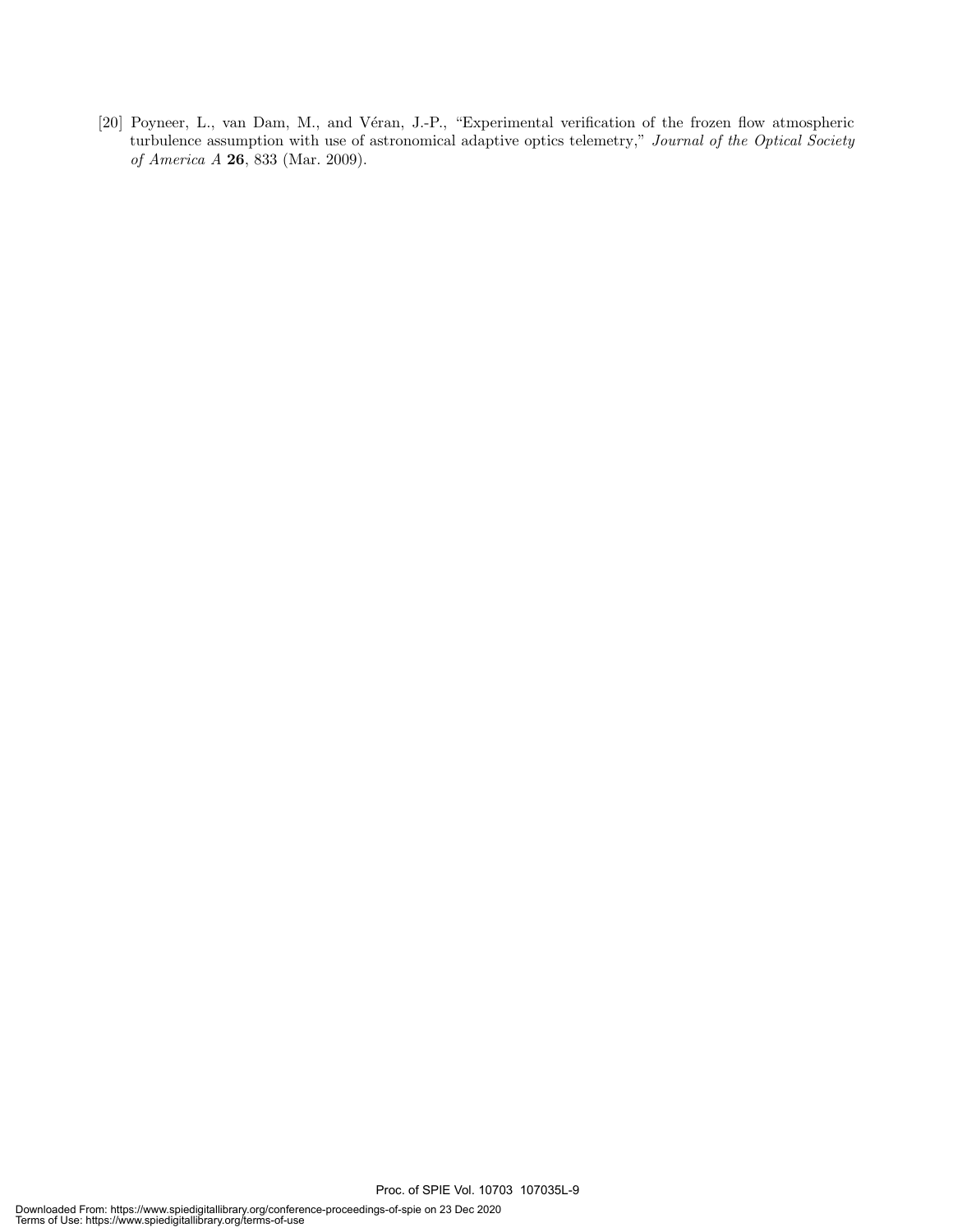[20] Poyneer, L., van Dam, M., and Véran, J.-P., "Experimental verification of the frozen flow atmospheric turbulence assumption with use of astronomical adaptive optics telemetry," *Journal of the Optical Society of America A* **26**, 833 (Mar. 2009).